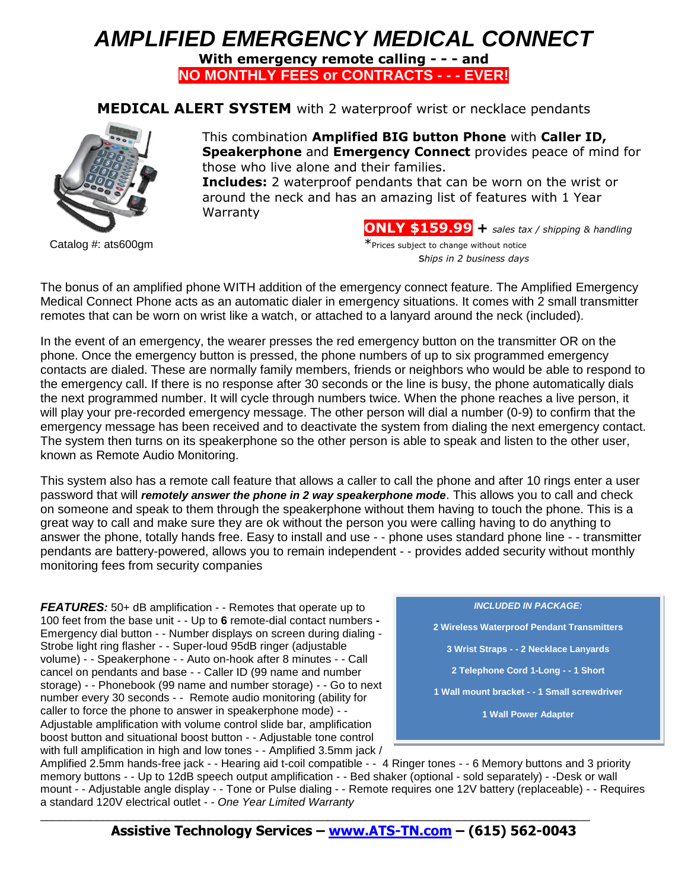# *AMPLIFIED EMERGENCY MEDICAL CONNECT*

**With emergency remote calling - - - and**

**NO MONTHLY FEES or CONTRACTS - - - EVER!**

**MEDICAL ALERT SYSTEM** with 2 waterproof wrist or necklace pendants

Catalog #: ats600gm

This combination **Amplified BIG button Phone** with **Caller ID, Speakerphone** and **Emergency Connect** provides peace of mind for those who live alone and their families.

**Includes:** 2 waterproof pendants that can be worn on the wrist or around the neck and has an amazing list of features with 1 Year Warranty

**ONLY $159.99** + *sales tax / shipping & handling*

*Prices subject to change without notice

*Ships in 2 business days*

The bonus of an amplified phone WITH addition of the emergency connect feature. The Amplified Emergency Medical Connect Phone acts as an automatic dialer in emergency situations. It comes with 2 small transmitter remotes that can be worn on wrist like a watch, or attached to a lanyard around the neck (included).

In the event of an emergency, the wearer presses the red emergency button on the transmitter OR on the phone. Once the emergency button is pressed, the phone numbers of up to six programmed emergency contacts are dialed. These are normally family members, friends or neighbors who would be able to respond to the emergency call. If there is no response after 30 seconds or the line is busy, the phone automatically dials the next programmed number. It will cycle through numbers twice. When the phone reaches a live person, it will play your pre-recorded emergency message. The other person will dial a number (0-9) to confirm that the emergency message has been received and to deactivate the system from dialing the next emergency contact. The system then turns on its speakerphone so the other person is able to speak and listen to the other user, known as Remote Audio Monitoring.

This system also has a remote call feature that allows a caller to call the phone and after 10 rings enter a user password that will ***remotely answer the phone in 2 way speakerphone mode***. This allows you to call and check on someone and speak to them through the speakerphone without them having to touch the phone. This is a great way to call and make sure they are ok without the person you were calling having to do anything to answer the phone, totally hands free. Easy to install and use - - phone uses standard phone line - - transmitter pendants are battery-powered, allows you to remain independent - - provides added security without monthly monitoring fees from security companies

***FEATURES:*** 50+ dB amplification - - Remotes that operate up to 100 feet from the base unit - - Up to **6** remote-dial contact numbers **-** Emergency dial button - - Number displays on screen during dialing - Strobe light ring flasher - - Super-loud 95dB ringer (adjustable volume) - - Speakerphone - - Auto on-hook after 8 minutes - - Call cancel on pendants and base - - Caller ID (99 name and number storage) - - Phonebook (99 name and number storage) - - Go to next number every 30 seconds - - Remote audio monitoring (ability for caller to force the phone to answer in speakerphone mode) - - Adjustable amplification with volume control slide bar, amplification boost button and situational boost button - - Adjustable tone control with full amplification in high and low tones - - Amplified 3.5mm jack / Amplified 2.5mm hands-free jack - - Hearing aid t-coil compatible - - 4 Ringer tones - - 6 Memory buttons and 3 priority memory buttons - - Up to 12dB speech output amplification - - Bed shaker (optional - sold separately) - -Desk or wall mount - - Adjustable angle display - - Tone or Pulse dialing - - Remote requires one 12V battery (replaceable) - - Requires a standard 120V electrical outlet - - *One Year Limited Warranty*

***INCLUDED IN PACKAGE:***

**2 Wireless Waterproof Pendant Transmitters**

**3 Wrist Straps - - 2 Necklace Lanyards**

**2 Telephone Cord 1-Long - - 1 Short**

**1 Wall mount bracket - - 1 Small screwdriver**

**1 Wall Power Adapter**

**Assistive Technology Services – www.ATS-TN.com – (615) 562-0043**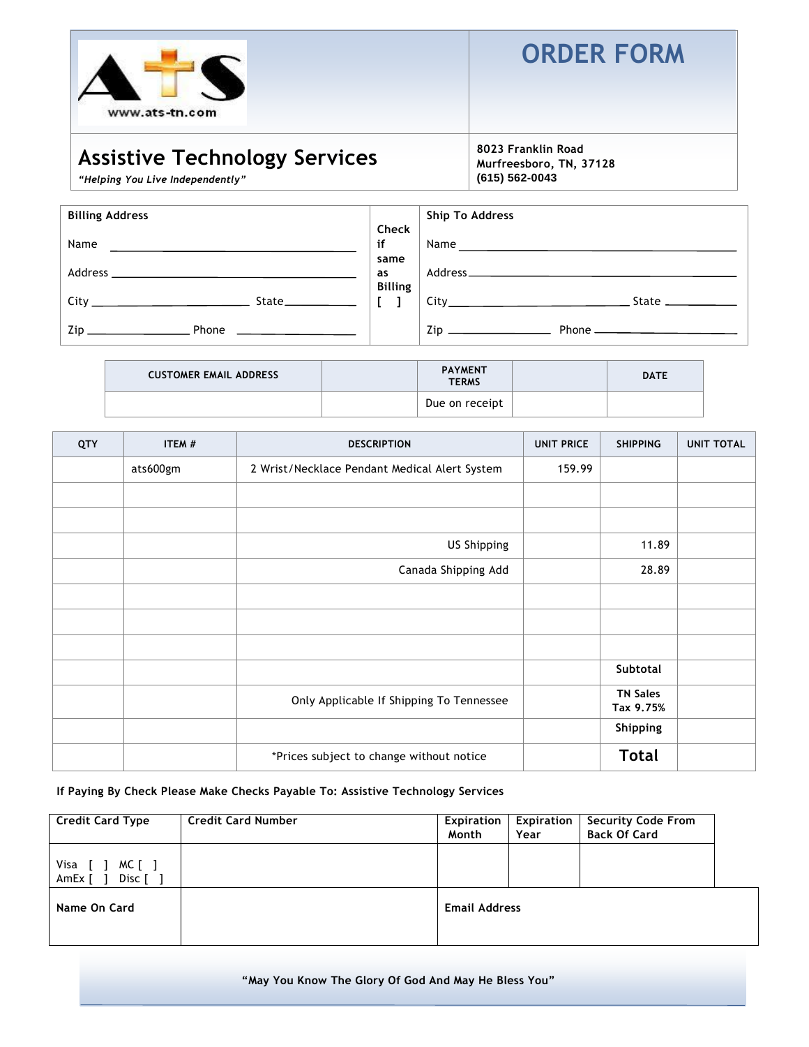ATS www.ats-tn.com

# ORDER FORM

## Assistive Technology Services

*"Helping You Live Independently"*

**8023 Franklin Road**
**Murfreesboro, TN, 37128**
**(615) 562-0043**

| **Billing Address** | **Check if same as Billing** | **Ship To Address** |
|---|---|---|
| Name ______ | [ ] | Name ______ |
| Address ______ | | Address ______ |
| City ______ State ______ | | City ______ State ______ |
| Zip ______ Phone ______ | | Zip ______ Phone ______ |

| CUSTOMER EMAIL ADDRESS | | PAYMENT TERMS | | DATE |
|---|---|---|---|---|
| | | Due on receipt | | |

| QTY | ITEM # | DESCRIPTION | UNIT PRICE | SHIPPING | UNIT TOTAL |
|---|---|---|---|---|---|
| | ats600gm | 2 Wrist/Necklace Pendant Medical Alert System | 159.99 | | |
| | | | | | |
| | | | | | |
| | | US Shipping | | 11.89 | |
| | | Canada Shipping Add | | 28.89 | |
| | | | | | |
| | | | | | |
| | | | | | |
| | | | | **Subtotal** | |
| | | Only Applicable If Shipping To Tennessee | | **TN Sales Tax 9.75%** | |
| | | | | **Shipping** | |
| | | *Prices subject to change without notice | | **Total** | |

**If Paying By Check Please Make Checks Payable To: Assistive Technology Services**

| **Credit Card Type** | **Credit Card Number** | **Expiration Month** | **Expiration Year** | **Security Code From Back Of Card** |
|---|---|---|---|---|
| Visa [ ] MC [ ] AmEx [ ] Disc [ ] | | | | |
| **Name On Card** | | **Email Address** | | |

**"May You Know The Glory Of God And May He Bless You"**